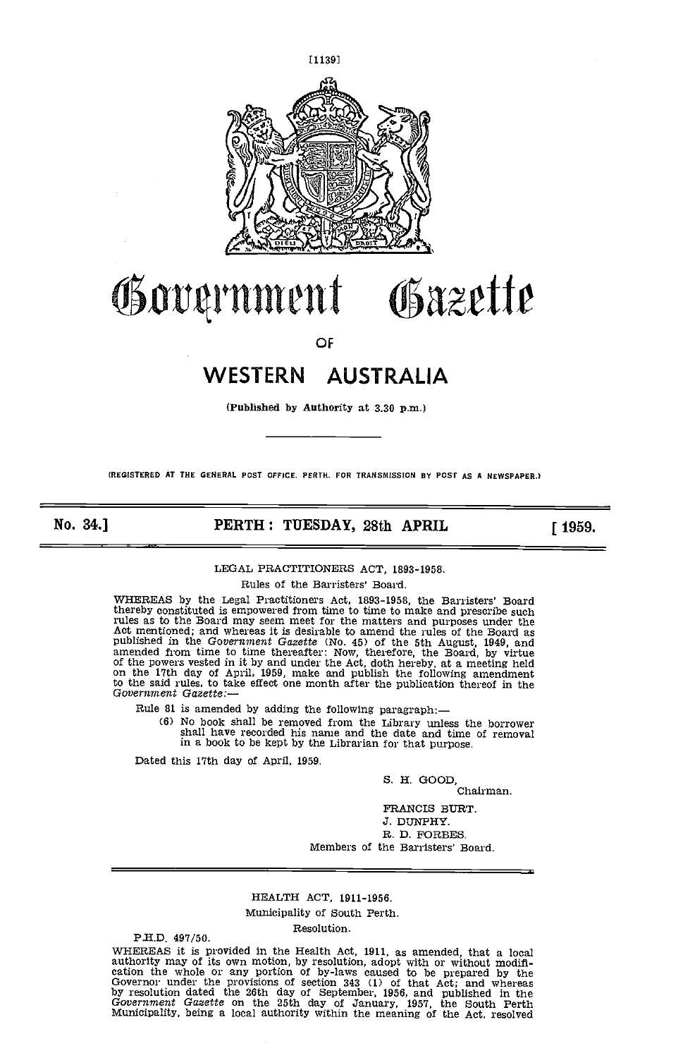# Government Gazette

OF

# WESTERN AUSTRALIA

(Published by Authority at 3.30 p.m.)

(REGISTERED AT THE GENERAL POST OFFICE, PERTH, FOR TRANSMISSION BY POST AS A NEWSPAPER.)

**No. 34.] PERTH: TUESDAY, 28th APRIL [1959.**

LEGAL PRACTITIONERS ACT, 1893-1958.

Rules of the Barristers' Board.

WHEREAS by the Legal Practitioners Act, 1893-1958, the Barristers' Board thereby constituted is empowered from time to time to make and prescribe such rules as to the Board may seem meet for the matters and purposes under the Act mentioned; and whereas it is desirable to amend the rules of the Board as published in the *Government Gazette* (No. 45) of the 5th August, 1949, and amended from time to time thereafter: Now, therefore, the Board, by virtue of the powers vested in it by and under the Act, doth hereby, at a meeting held on the 17th day of April, 1959, make and publish the following amendment to the said rules, to take effect one month after the publication thereof in the *Government Gazette*:—

Rule 81 is amended by adding the following paragraph:—

(6) No book shall be removed from the Library unless the borrower shall have recorded his name and the date and time of removal in a book to be kept by the Librarian for that purpose.

Dated this 17th day of April, 1959.

S. H. GOOD,
Chairman.

FRANCIS BURT.
J. DUNPHY.
R. D. FORBES.
Members of the Barristers' Board.

---

HEALTH ACT, 1911-1956.

Municipality of South Perth.

Resolution.

P.H.D. 497/50.

WHEREAS it is provided in the Health Act, 1911, as amended, that a local authority may of its own motion, by resolution, adopt with or without modification the whole or any portion of by-laws caused to be prepared by the Governor under the provisions of section 343 (1) of that Act; and whereas by resolution dated the 26th day of September, 1956, and published in the *Government Gazette* on the 25th day of January, 1957, the South Perth Municipality, being a local authority within the meaning of the Act, resolved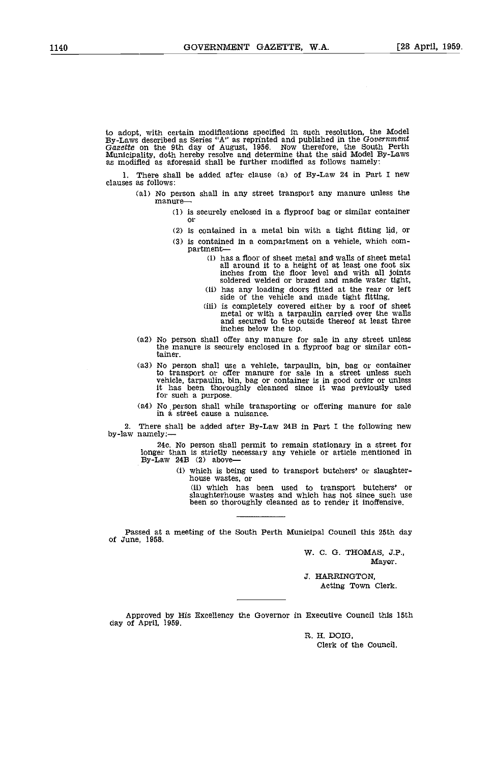to adopt, with certain modifications specified in such resolution, the Model By-Laws described as Series "A" as reprinted and published in the *Government Gazette* on the 9th day of August, 1956. Now therefore, the South Perth Municipality, doth hereby resolve and determine that the said Model By-Laws as modified as aforesaid shall be further modified as follows namely:

1. There shall be added after clause (a) of By-Law 24 in Part I new clauses as follows:

(a1) No person shall in any street transport any manure unless the manure—

(1) is securely enclosed in a flyproof bag or similar container or

(2) is contained in a metal bin with a tight fitting lid, or

(3) is contained in a compartment on a vehicle, which compartment—

(i) has a floor of sheet metal and walls of sheet metal all around it to a height of at least one foot six inches from the floor level and with all joints soldered welded or brazed and made water tight,

(ii) has any loading doors fitted at the rear or left side of the vehicle and made tight fitting,

(iii) is completely covered either by a roof of sheet metal or with a tarpaulin carried over the walls and secured to the outside thereof at least three inches below the top.

(a2) No person shall offer any manure for sale in any street unless the manure is securely enclosed in a flyproof bag or similar container.

(a3) No person shall use a vehicle, tarpaulin, bin, bag or container to transport or offer manure for sale in a street unless such vehicle, tarpaulin, bin, bag or container is in good order or unless it has been thoroughly cleansed since it was previously used for such a purpose.

(a4) No person shall while transporting or offering manure for sale in a street cause a nuisance.

2. There shall be added after By-Law 24B in Part I the following new by-law namely:—

24c. No person shall permit to remain stationary in a street for longer than is strictly necessary any vehicle or article mentioned in By-Law 24B (2) above—

(i) which is being used to transport butchers' or slaughterhouse wastes, or

(ii) which has been used to transport butchers' or slaughterhouse wastes and which has not since such use been so thoroughly cleansed as to render it inoffensive.

---

Passed at a meeting of the South Perth Municipal Council this 25th day of June, 1958.

W. C. G. THOMAS, J.P.,
Mayor.

J. HARRINGTON,
Acting Town Clerk.

---

Approved by His Excellency the Governor in Executive Council this 15th day of April, 1959.

R. H. DOIG,
Clerk of the Council.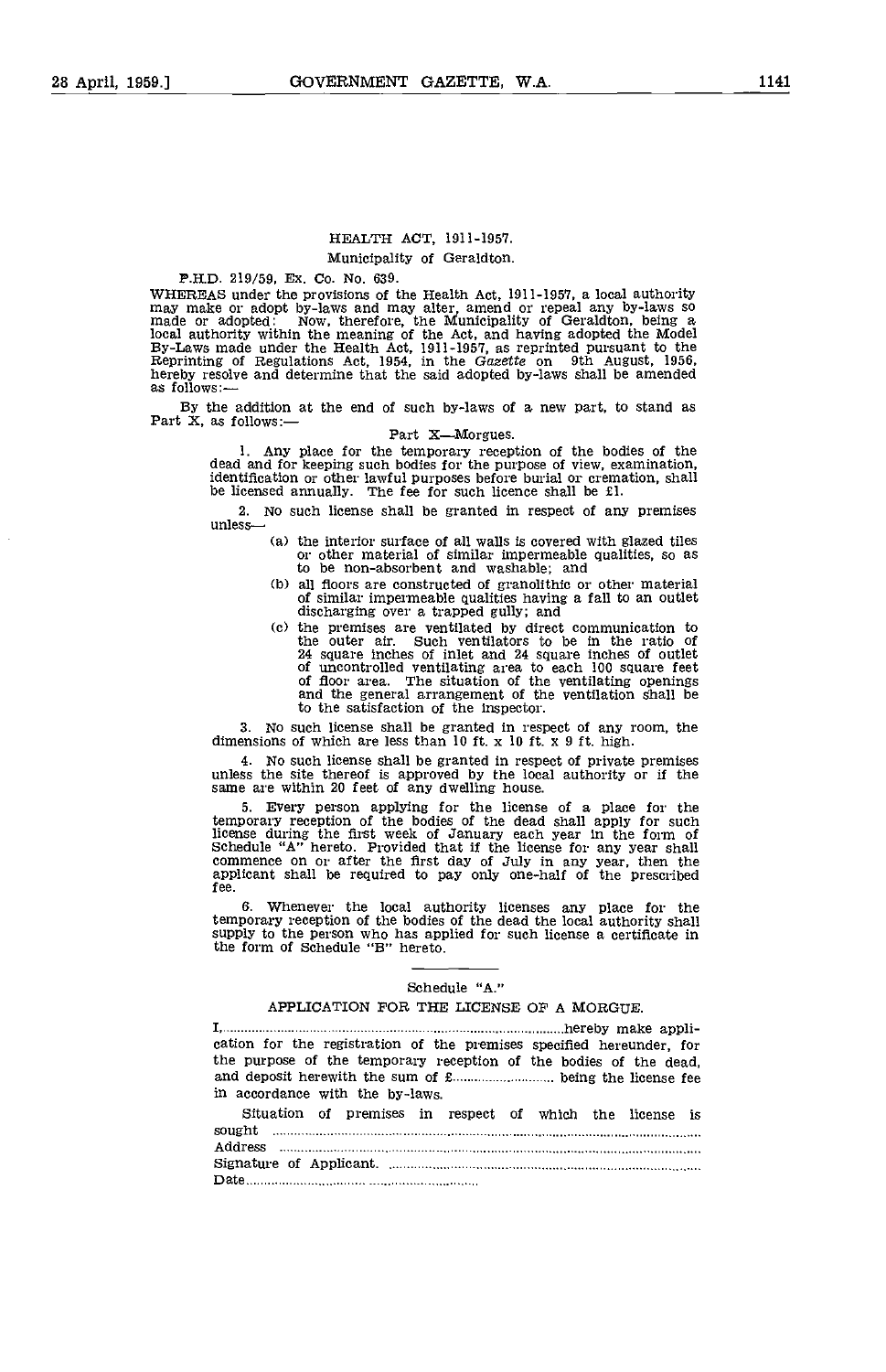## HEALTH ACT, 1911-1957.

### Municipality of Geraldton.

P.H.D. 219/59, Ex. Co. No. 639.

WHEREAS under the provisions of the Health Act, 1911-1957, a local authority may make or adopt by-laws and may alter, amend or repeal any by-laws so made or adopted: Now, therefore, the Municipality of Geraldton, being a local authority within the meaning of the Act, and having adopted the Model By-Laws made under the Health Act, 1911-1957, as reprinted pursuant to the Reprinting of Regulations Act, 1954, in the *Gazette* on 9th August, 1956, hereby resolve and determine that the said adopted by-laws shall be amended as follows:—

By the addition at the end of such by-laws of a new part, to stand as Part X, as follows:—

Part X—Morgues.

1. Any place for the temporary reception of the bodies of the dead and for keeping such bodies for the purpose of view, examination, identification or other lawful purposes before burial or cremation, shall be licensed annually. The fee for such licence shall be £1.

2. No such license shall be granted in respect of any premises unless—

   (a) the interior surface of all walls is covered with glazed tiles or other material of similar impermeable qualities, so as to be non-absorbent and washable; and

   (b) all floors are constructed of granolithic or other material of similar impermeable qualities having a fall to an outlet discharging over a trapped gully; and

   (c) the premises are ventilated by direct communication to the outer air. Such ventilators to be in the ratio of 24 square inches of inlet and 24 square inches of outlet of uncontrolled ventilating area to each 100 square feet of floor area. The situation of the ventilating openings and the general arrangement of the ventilation shall be to the satisfaction of the inspector.

3. No such license shall be granted in respect of any room, the dimensions of which are less than 10 ft. x 10 ft. x 9 ft. high.

4. No such license shall be granted in respect of private premises unless the site thereof is approved by the local authority or if the same are within 20 feet of any dwelling house.

5. Every person applying for the license of a place for the temporary reception of the bodies of the dead shall apply for such license during the first week of January each year in the form of Schedule "A" hereto. Provided that if the license for any year shall commence on or after the first day of July in any year, then the applicant shall be required to pay only one-half of the prescribed fee.

6. Whenever the local authority licenses any place for the temporary reception of the bodies of the dead the local authority shall supply to the person who has applied for such license a certificate in the form of Schedule "B" hereto.

---

Schedule "A."

APPLICATION FOR THE LICENSE OF A MORGUE.

I,........................................................................................hereby make application for the registration of the premises specified hereunder, for the purpose of the temporary reception of the bodies of the dead, and deposit herewith the sum of £........................ being the license fee in accordance with the by-laws.

Situation of premises in respect of which the license is sought ..............................................................................................

Address ..............................................................................................

Signature of Applicant. ..............................................................................

Date.............................................................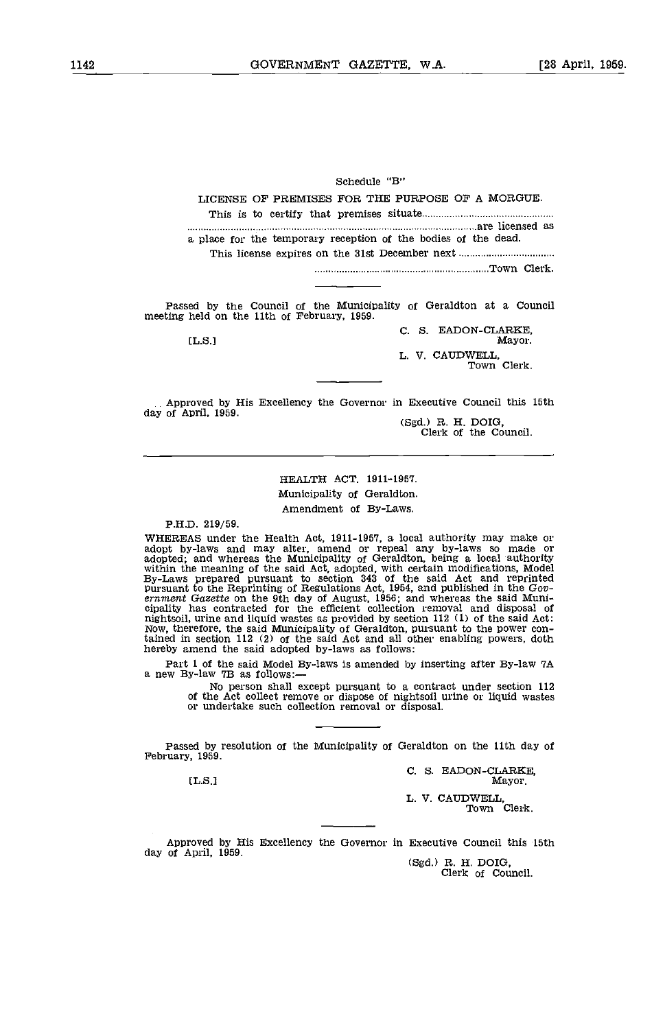Schedule "B"

LICENSE OF PREMISES FOR THE PURPOSE OF A MORGUE.

This is to certify that premises situate..............................................
......................................................................................................are licensed as a place for the temporary reception of the bodies of the dead.

This license expires on the 31st December next..................................

.................................................................Town Clerk.

---

Passed by the Council of the Municipality of Geraldton at a Council meeting held on the 11th of February, 1959.

[L.S.]

C. S. EADON-CLARKE,
Mayor.

L. V. CAUDWELL,
Town Clerk.

---

Approved by His Excellency the Governor in Executive Council this 15th day of April, 1959.

(Sgd.) R. H. DOIG,
Clerk of the Council.

---

HEALTH ACT, 1911-1957.

Municipality of Geraldton.

Amendment of By-Laws.

P.H.D. 219/59.

WHEREAS under the Health Act, 1911-1957, a local authority may make or adopt by-laws and may alter, amend or repeal any by-laws so made or adopted; and whereas the Municipality of Geraldton, being a local authority within the meaning of the said Act, adopted, with certain modifications, Model By-Laws prepared pursuant to section 343 of the said Act and reprinted pursuant to the Reprinting of Regulations Act, 1954, and published in the *Government Gazette* on the 9th day of August, 1956; and whereas the said Municipality has contracted for the efficient collection removal and disposal of nightsoil, urine and liquid wastes as provided by section 112 (1) of the said Act: Now, therefore, the said Municipality of Geraldton, pursuant to the power contained in section 112 (2) of the said Act and all other enabling powers, doth hereby amend the said adopted by-laws as follows:

Part 1 of the said Model By-laws is amended by inserting after By-law 7A a new By-law 7B as follows:—

> No person shall except pursuant to a contract under section 112 of the Act collect remove or dispose of nightsoil urine or liquid wastes or undertake such collection removal or disposal.

---

Passed by resolution of the Municipality of Geraldton on the 11th day of February, 1959.

[L.S.]

C. S. EADON-CLARKE,
Mayor.

L. V. CAUDWELL,
Town Clerk.

---

Approved by His Excellency the Governor in Executive Council this 15th day of April, 1959.

(Sgd.) R. H. DOIG,
Clerk of Council.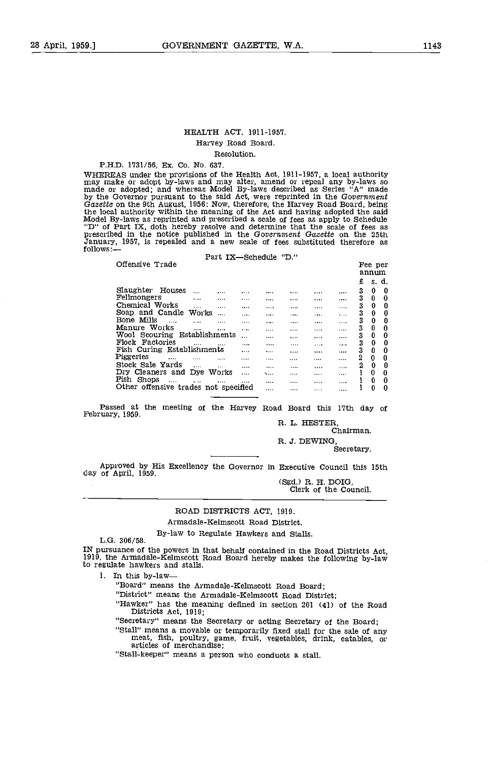## HEALTH ACT, 1911-1957.

Harvey Road Board.

Resolution.

P.H.D. 1731/56, Ex. Co. No. 637.

WHEREAS under the provisions of the Health Act, 1911-1957, a local authority may make or adopt by-laws and may alter, amend or repeal any by-laws so made or adopted; and whereas Model By-laws described as Series "A" made by the Governor pursuant to the said Act, were reprinted in the *Government Gazette* on the 9th August, 1956: Now, therefore, the Harvey Road Board, being the local authority within the meaning of the Act and having adopted the said Model By-laws as reprinted and prescribed a scale of fees as apply to Schedule "D" of Part IX, doth hereby resolve and determine that the scale of fees as prescribed in the notice published in the *Government Gazette* on the 25th January, 1957, is repealed and a new scale of fees substituted therefore as follows:—

Part IX—Schedule "D."

| Offensive Trade | Fee per annum £ s. d. |
|---|---|
| Slaughter Houses | 3 0 0 |
| Fellmongers | 3 0 0 |
| Chemical Works | 3 0 0 |
| Soap and Candle Works | 3 0 0 |
| Bone Mills | 3 0 0 |
| Manure Works | 3 0 0 |
| Wool Scouring Establishments | 3 0 0 |
| Flock Factories | 3 0 0 |
| Fish Curing Establishments | 3 0 0 |
| Piggeries | 2 0 0 |
| Stock Sale Yards | 2 0 0 |
| Dry Cleaners and Dye Works | 1 0 0 |
| Fish Shops | 1 0 0 |
| Other offensive trades not specified | 1 0 0 |

Passed at the meeting of the Harvey Road Board this 17th day of February, 1959.

R. L. HESTER,
Chairman.

R. J. DEWING,
Secretary.

Approved by His Excellency the Governor in Executive Council this 15th day of April, 1959.

(Sgd.) R. H. DOIG,
Clerk of the Council.

## ROAD DISTRICTS ACT, 1919.

Armadale-Kelmscott Road District.

By-law to Regulate Hawkers and Stalls.

L.G. 306/58.

IN pursuance of the powers in that behalf contained in the Road Districts Act, 1919, the Armadale-Kelmscott Road Board hereby makes the following by-law to regulate hawkers and stalls.

1. In this by-law—

"Board" means the Armadale-Kelmscott Road Board;

"District" means the Armadale-Kelmscott Road District;

"Hawker" has the meaning defined in section 201 (41) of the Road Districts Act, 1919;

"Secretary" means the Secretary or acting Secretary of the Board;

"Stall" means a movable or temporarily fixed stall for the sale of any meat, fish, poultry, game, fruit, vegetables, drink, eatables, or articles of merchandise;

"Stall-keeper" means a person who conducts a stall.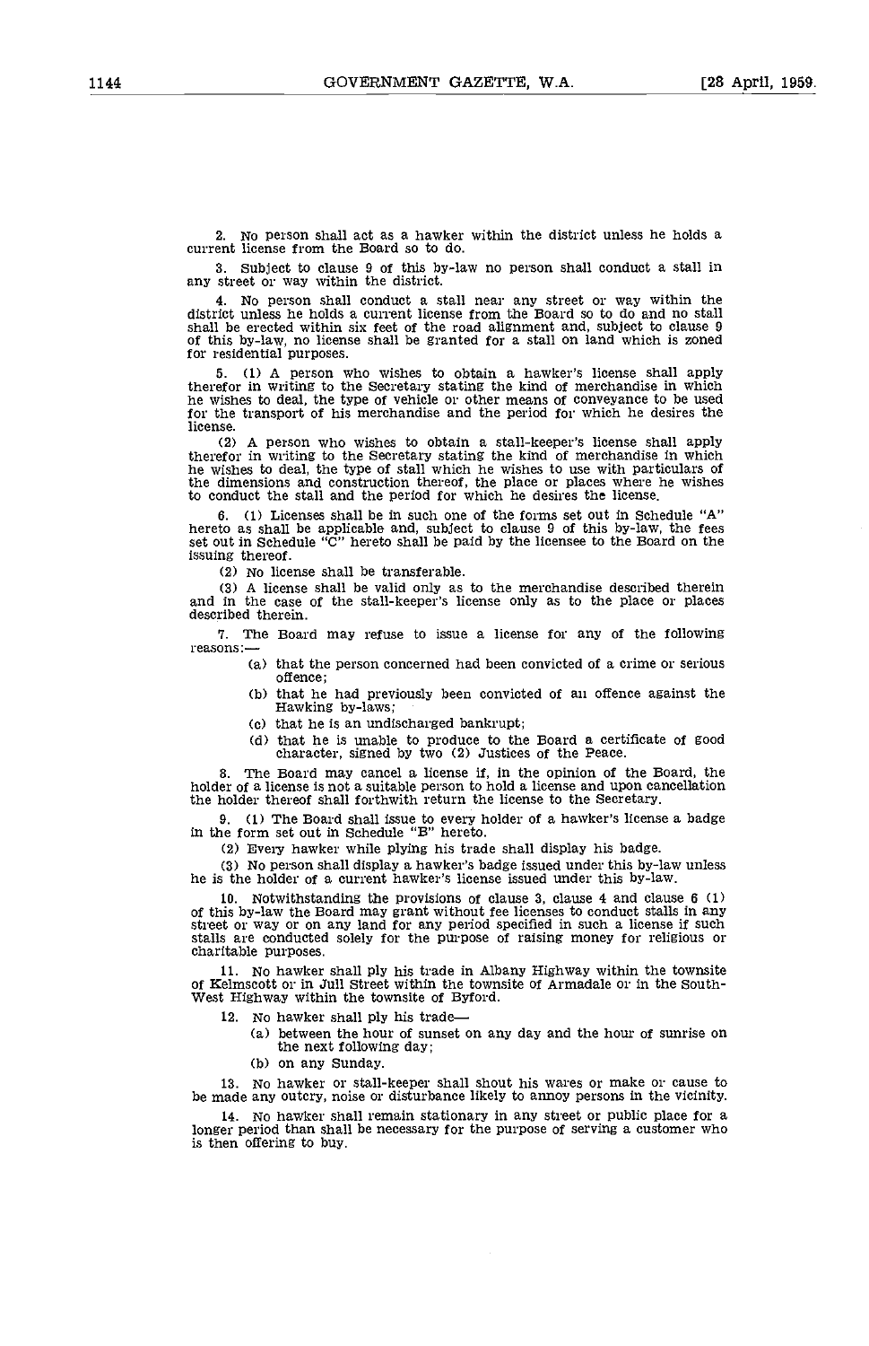2. No person shall act as a hawker within the district unless he holds a current license from the Board so to do.

3. Subject to clause 9 of this by-law no person shall conduct a stall in any street or way within the district.

4. No person shall conduct a stall near any street or way within the district unless he holds a current license from the Board so to do and no stall shall be erected within six feet of the road alignment and, subject to clause 9 of this by-law, no license shall be granted for a stall on land which is zoned for residential purposes.

5. (1) A person who wishes to obtain a hawker's license shall apply therefor in writing to the Secretary stating the kind of merchandise in which he wishes to deal, the type of vehicle or other means of conveyance to be used for the transport of his merchandise and the period for which he desires the license.

(2) A person who wishes to obtain a stall-keeper's license shall apply therefor in writing to the Secretary stating the kind of merchandise in which he wishes to deal, the type of stall which he wishes to use with particulars of the dimensions and construction thereof, the place or places where he wishes to conduct the stall and the period for which he desires the license.

6. (1) Licenses shall be in such one of the forms set out in Schedule "A" hereto as shall be applicable and, subject to clause 9 of this by-law, the fees set out in Schedule "C" hereto shall be paid by the licensee to the Board on the issuing thereof.

(2) No license shall be transferable.

(3) A license shall be valid only as to the merchandise described therein and in the case of the stall-keeper's license only as to the place or places described therein.

7. The Board may refuse to issue a license for any of the following reasons:—

(a) that the person concerned had been convicted of a crime or serious offence;

(b) that he had previously been convicted of an offence against the Hawking by-laws;

(c) that he is an undischarged bankrupt;

(d) that he is unable to produce to the Board a certificate of good character, signed by two (2) Justices of the Peace.

8. The Board may cancel a license if, in the opinion of the Board, the holder of a license is not a suitable person to hold a license and upon cancellation the holder thereof shall forthwith return the license to the Secretary.

9. (1) The Board shall issue to every holder of a hawker's license a badge in the form set out in Schedule "B" hereto.

(2) Every hawker while plying his trade shall display his badge.

(3) No person shall display a hawker's badge issued under this by-law unless he is the holder of a current hawker's license issued under this by-law.

10. Notwithstanding the provisions of clause 3, clause 4 and clause 6 (1) of this by-law the Board may grant without fee licenses to conduct stalls in any street or way or on any land for any period specified in such a license if such stalls are conducted solely for the purpose of raising money for religious or charitable purposes.

11. No hawker shall ply his trade in Albany Highway within the townsite of Kelmscott or in Jull Street within the townsite of Armadale or in the South-West Highway within the townsite of Byford.

12. No hawker shall ply his trade—

(a) between the hour of sunset on any day and the hour of sunrise on the next following day;

(b) on any Sunday.

13. No hawker or stall-keeper shall shout his wares or make or cause to be made any outcry, noise or disturbance likely to annoy persons in the vicinity.

14. No hawker shall remain stationary in any street or public place for a longer period than shall be necessary for the purpose of serving a customer who is then offering to buy.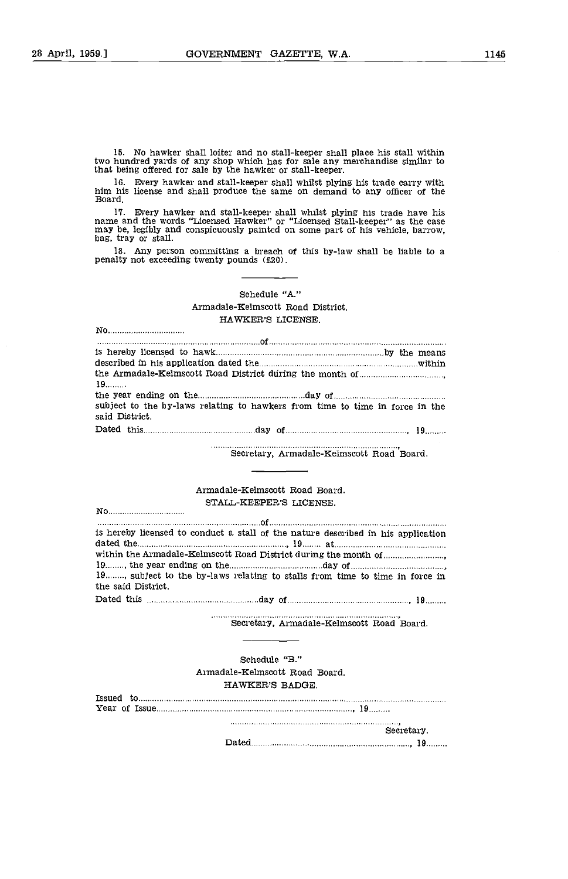15. No hawker shall loiter and no stall-keeper shall place his stall within two hundred yards of any shop which has for sale any merchandise similar to that being offered for sale by the hawker or stall-keeper.

16. Every hawker and stall-keeper shall whilst plying his trade carry with him his license and shall produce the same on demand to any officer of the Board.

17. Every hawker and stall-keeper shall whilst plying his trade have his name and the words "Licensed Hawker" or "Licensed Stall-keeper" as the case may be, legibly and conspicuously painted on some part of his vehicle, barrow, bag, tray or stall.

18. Any person committing a breach of this by-law shall be liable to a penalty not exceeding twenty pounds (£20).

---

Schedule "A."

Armadale-Kelmscott Road District.

HAWKER'S LICENSE.

No...............................

.................................................................of.................................................................................
is hereby licensed to hawk.......................................................................by the means described in his application dated the.....................................................................within the Armadale-Kelmscott Road District during the month of...................................., 19.........
the year ending on the.............................................day of................................................
subject to the by-laws relating to hawkers from time to time in force in the said District.

Dated this..............................................day of...................................................., 19.........

..................................................................................,
Secretary, Armadale-Kelmscott Road Board.

---

Armadale-Kelmscott Road Board.

STALL-KEEPER'S LICENSE.

No...............................

.................................................................of.................................................................................
is hereby licensed to conduct a stall of the nature described in his application dated the..................................................................., 19......... at................................................
within the Armadale-Kelmscott Road District during the month of.........................., 19........, the year ending on the........................................day of........................................, 19........, subject to the by-laws relating to stalls from time to time in force in the said District.

Dated this ..............................................day of...................................................., 19.........

..................................................................................,
Secretary, Armadale-Kelmscott Road Board.

---

Schedule "B."

Armadale-Kelmscott Road Board.

HAWKER'S BADGE.

Issued to...................................................................................................................................
Year of Issue..................................................................................., 19.........

..........................................................................,
Secretary.

Dated.........................................................................., 19.........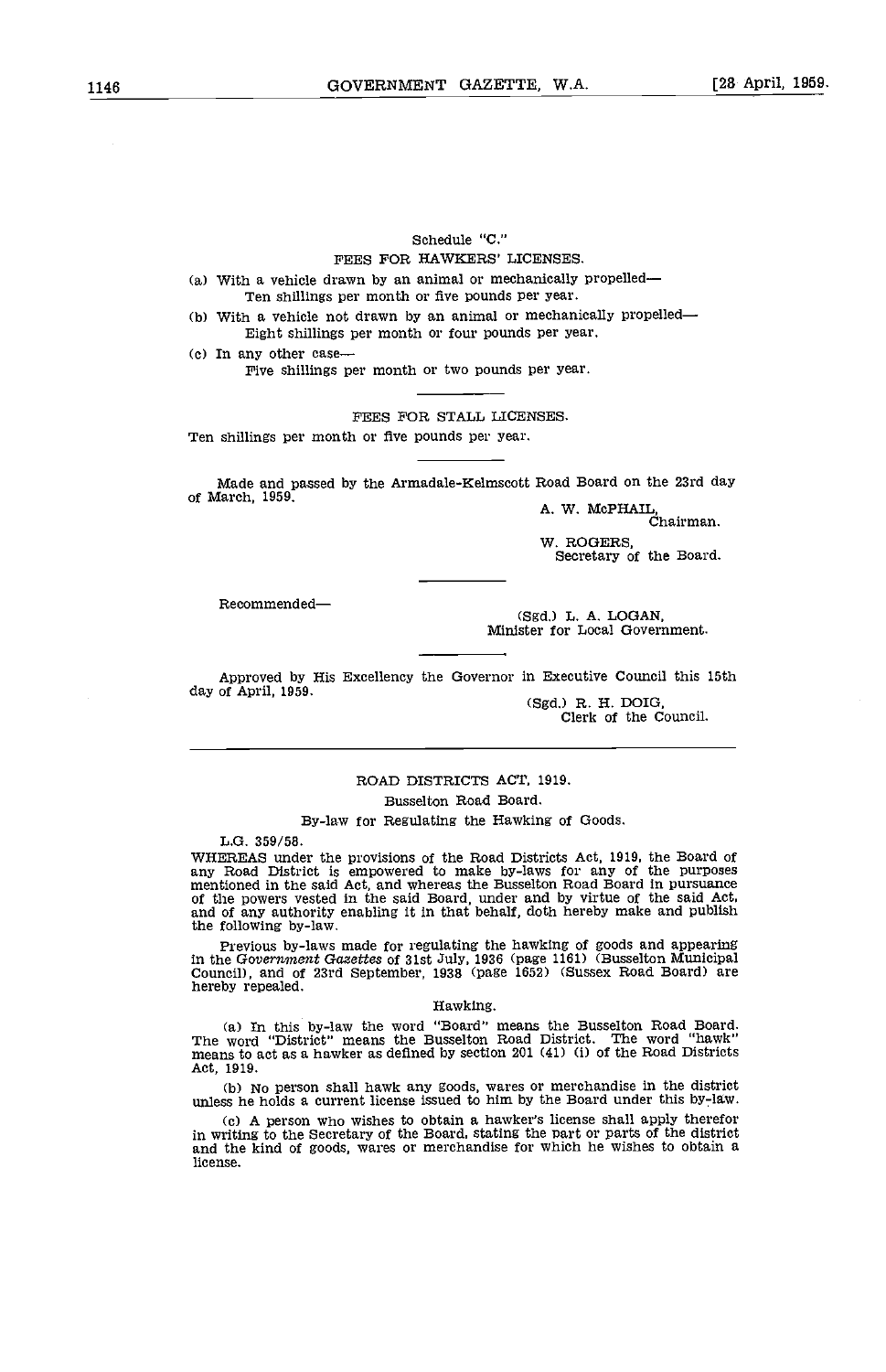Schedule "C."

FEES FOR HAWKERS' LICENSES.

(a) With a vehicle drawn by an animal or mechanically propelled—
Ten shillings per month or five pounds per year.

(b) With a vehicle not drawn by an animal or mechanically propelled—
Eight shillings per month or four pounds per year.

(c) In any other case—
Five shillings per month or two pounds per year.

FEES FOR STALL LICENSES.

Ten shillings per month or five pounds per year.

Made and passed by the Armadale-Kelmscott Road Board on the 23rd day of March, 1959.

A. W. McPHAIL,
Chairman.

W. ROGERS,
Secretary of the Board.

Recommended—

(Sgd.) L. A. LOGAN,
Minister for Local Government.

Approved by His Excellency the Governor in Executive Council this 15th day of April, 1959.

(Sgd.) R. H. DOIG,
Clerk of the Council.

---

ROAD DISTRICTS ACT, 1919.

Busselton Road Board.

By-law for Regulating the Hawking of Goods.

L.G. 359/58.

WHEREAS under the provisions of the Road Districts Act, 1919, the Board of any Road District is empowered to make by-laws for any of the purposes mentioned in the said Act, and whereas the Busselton Road Board in pursuance of the powers vested in the said Board, under and by virtue of the said Act, and of any authority enabling it in that behalf, doth hereby make and publish the following by-law.

Previous by-laws made for regulating the hawking of goods and appearing in the *Government Gazettes* of 31st July, 1936 (page 1161) (Busselton Municipal Council), and of 23rd September, 1938 (page 1652) (Sussex Road Board) are hereby repealed.

Hawking.

(a) In this by-law the word "Board" means the Busselton Road Board. The word "District" means the Busselton Road District. The word "hawk" means to act as a hawker as defined by section 201 (41) (i) of the Road Districts Act, 1919.

(b) No person shall hawk any goods, wares or merchandise in the district unless he holds a current license issued to him by the Board under this by-law.

(c) A person who wishes to obtain a hawker's license shall apply therefor in writing to the Secretary of the Board, stating the part or parts of the district and the kind of goods, wares or merchandise for which he wishes to obtain a license.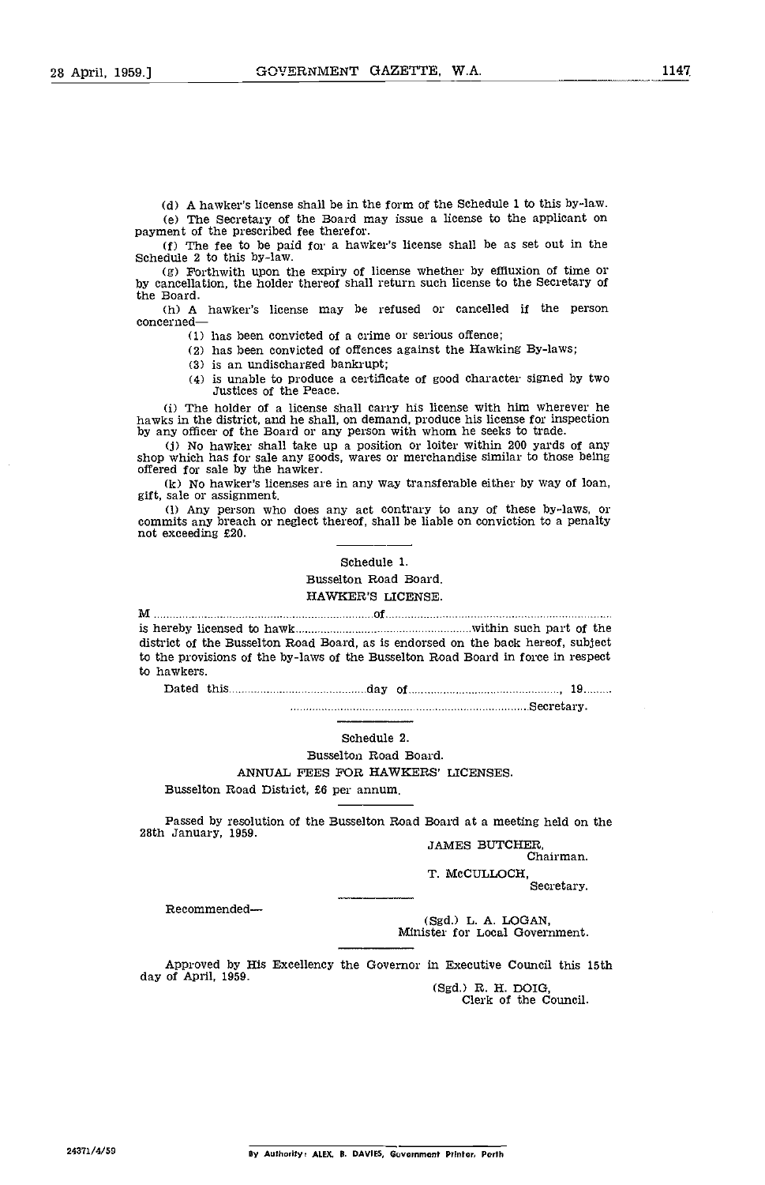(d) A hawker's license shall be in the form of the Schedule 1 to this by-law.

(e) The Secretary of the Board may issue a license to the applicant on payment of the prescribed fee therefor.

(f) The fee to be paid for a hawker's license shall be as set out in the Schedule 2 to this by-law.

(g) Forthwith upon the expiry of license whether by effluxion of time or by cancellation, the holder thereof shall return such license to the Secretary of the Board.

(h) A hawker's license may be refused or cancelled if the person concerned—

(1) has been convicted of a crime or serious offence;

(2) has been convicted of offences against the Hawking By-laws;

(3) is an undischarged bankrupt;

(4) is unable to produce a certificate of good character signed by two Justices of the Peace.

(i) The holder of a license shall carry his license with him wherever he hawks in the district, and he shall, on demand, produce his license for inspection by any officer of the Board or any person with whom he seeks to trade.

(j) No hawker shall take up a position or loiter within 200 yards of any shop which has for sale any goods, wares or merchandise similar to those being offered for sale by the hawker.

(k) No hawker's licenses are in any way transferable either by way of loan, gift, sale or assignment.

(l) Any person who does any act contrary to any of these by-laws, or commits any breach or neglect thereof, shall be liable on conviction to a penalty not exceeding £20.

---

Schedule 1.

Busselton Road Board.

HAWKER'S LICENSE.

M.................................................................of.................................................................

is hereby licensed to hawk..................................................within such part of the district of the Busselton Road Board, as is endorsed on the back hereof, subject to the provisions of the by-laws of the Busselton Road Board in force in respect to hawkers.

Dated this.......................................day of..........................................., 19........

.......................................................................Secretary.

---

Schedule 2.

Busselton Road Board.

ANNUAL FEES FOR HAWKERS' LICENSES.

Busselton Road District, £6 per annum.

---

Passed by resolution of the Busselton Road Board at a meeting held on the 28th January, 1959.

JAMES BUTCHER,
Chairman.

T. McCULLOCH,
Secretary.

Recommended—

(Sgd.) L. A. LOGAN,
Minister for Local Government.

---

Approved by His Excellency the Governor in Executive Council this 15th day of April, 1959.

(Sgd.) R. H. DOIG,
Clerk of the Council.

24371/4/59

By Authority: ALEX. B. DAVIES, Government Printer, Perth